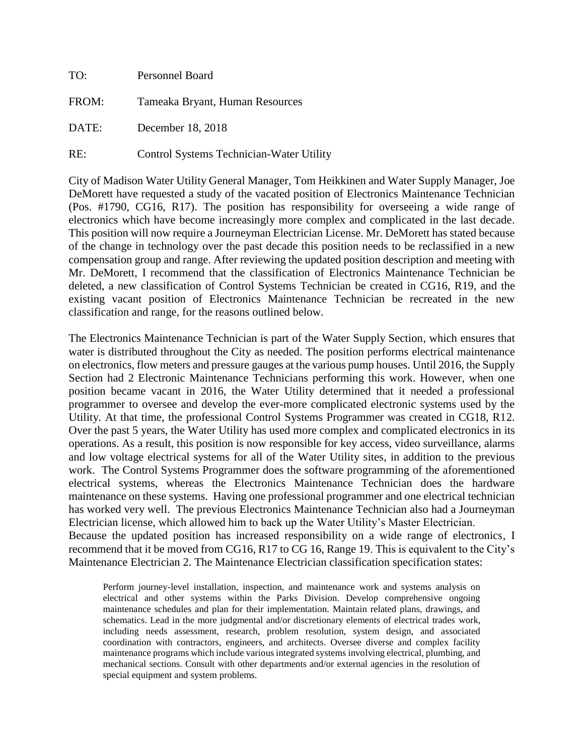TO: Personnel Board

FROM: Tameaka Bryant, Human Resources

DATE: December 18, 2018

RE: Control Systems Technician-Water Utility

City of Madison Water Utility General Manager, Tom Heikkinen and Water Supply Manager, Joe DeMorett have requested a study of the vacated position of Electronics Maintenance Technician (Pos. #1790, CG16, R17). The position has responsibility for overseeing a wide range of electronics which have become increasingly more complex and complicated in the last decade. This position will now require a Journeyman Electrician License. Mr. DeMorett has stated because of the change in technology over the past decade this position needs to be reclassified in a new compensation group and range. After reviewing the updated position description and meeting with Mr. DeMorett, I recommend that the classification of Electronics Maintenance Technician be deleted, a new classification of Control Systems Technician be created in CG16, R19, and the existing vacant position of Electronics Maintenance Technician be recreated in the new classification and range, for the reasons outlined below.

The Electronics Maintenance Technician is part of the Water Supply Section, which ensures that water is distributed throughout the City as needed. The position performs electrical maintenance on electronics, flow meters and pressure gauges at the various pump houses. Until 2016, the Supply Section had 2 Electronic Maintenance Technicians performing this work. However, when one position became vacant in 2016, the Water Utility determined that it needed a professional programmer to oversee and develop the ever-more complicated electronic systems used by the Utility. At that time, the professional Control Systems Programmer was created in CG18, R12. Over the past 5 years, the Water Utility has used more complex and complicated electronics in its operations. As a result, this position is now responsible for key access, video surveillance, alarms and low voltage electrical systems for all of the Water Utility sites, in addition to the previous work. The Control Systems Programmer does the software programming of the aforementioned electrical systems, whereas the Electronics Maintenance Technician does the hardware maintenance on these systems. Having one professional programmer and one electrical technician has worked very well. The previous Electronics Maintenance Technician also had a Journeyman Electrician license, which allowed him to back up the Water Utility's Master Electrician.

Because the updated position has increased responsibility on a wide range of electronics, I recommend that it be moved from CG16, R17 to CG 16, Range 19. This is equivalent to the City's Maintenance Electrician 2. The Maintenance Electrician classification specification states:

> Perform journey-level installation, inspection, and maintenance work and systems analysis on electrical and other systems within the Parks Division. Develop comprehensive ongoing maintenance schedules and plan for their implementation. Maintain related plans, drawings, and schematics. Lead in the more judgmental and/or discretionary elements of electrical trades work, including needs assessment, research, problem resolution, system design, and associated coordination with contractors, engineers, and architects. Oversee diverse and complex facility maintenance programs which include various integrated systems involving electrical, plumbing, and mechanical sections. Consult with other departments and/or external agencies in the resolution of special equipment and system problems.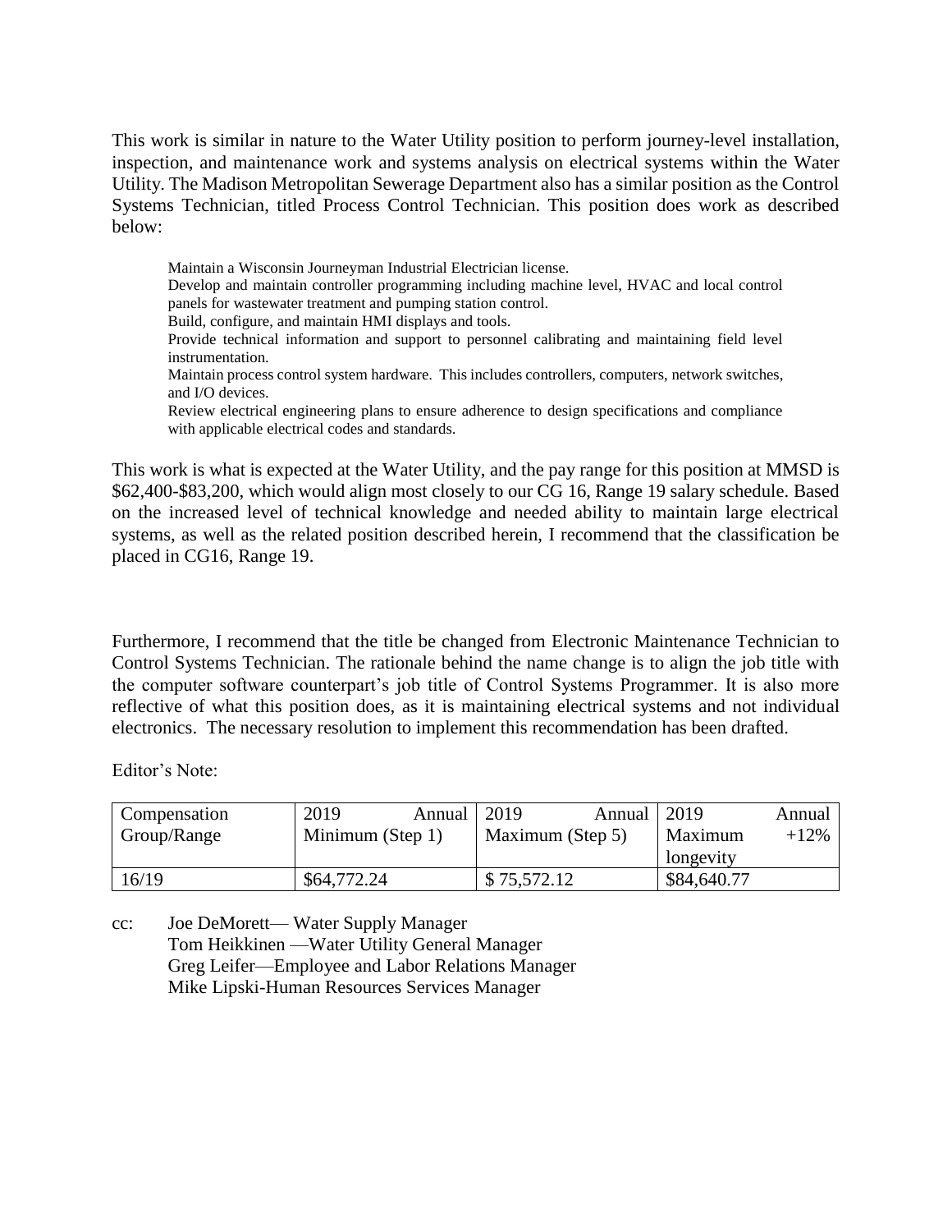This work is similar in nature to the Water Utility position to perform journey-level installation, inspection, and maintenance work and systems analysis on electrical systems within the Water Utility. The Madison Metropolitan Sewerage Department also has a similar position as the Control Systems Technician, titled Process Control Technician. This position does work as described below:

> Maintain a Wisconsin Journeyman Industrial Electrician license.
> Develop and maintain controller programming including machine level, HVAC and local control panels for wastewater treatment and pumping station control.
> Build, configure, and maintain HMI displays and tools.
> Provide technical information and support to personnel calibrating and maintaining field level instrumentation.
> Maintain process control system hardware. This includes controllers, computers, network switches, and I/O devices.
> Review electrical engineering plans to ensure adherence to design specifications and compliance with applicable electrical codes and standards.

This work is what is expected at the Water Utility, and the pay range for this position at MMSD is $62,400-$83,200, which would align most closely to our CG 16, Range 19 salary schedule. Based on the increased level of technical knowledge and needed ability to maintain large electrical systems, as well as the related position described herein, I recommend that the classification be placed in CG16, Range 19.

Furthermore, I recommend that the title be changed from Electronic Maintenance Technician to Control Systems Technician. The rationale behind the name change is to align the job title with the computer software counterpart's job title of Control Systems Programmer. It is also more reflective of what this position does, as it is maintaining electrical systems and not individual electronics. The necessary resolution to implement this recommendation has been drafted.

Editor's Note:

| Compensation Group/Range | 2019 Annual Minimum (Step 1) | 2019 Annual Maximum (Step 5) | 2019 Annual Maximum +12% longevity |
|---|---|---|---|
| 16/19 | $64,772.24 | $ 75,572.12 | $84,640.77 |

cc: Joe DeMorett— Water Supply Manager
Tom Heikkinen —Water Utility General Manager
Greg Leifer—Employee and Labor Relations Manager
Mike Lipski-Human Resources Services Manager